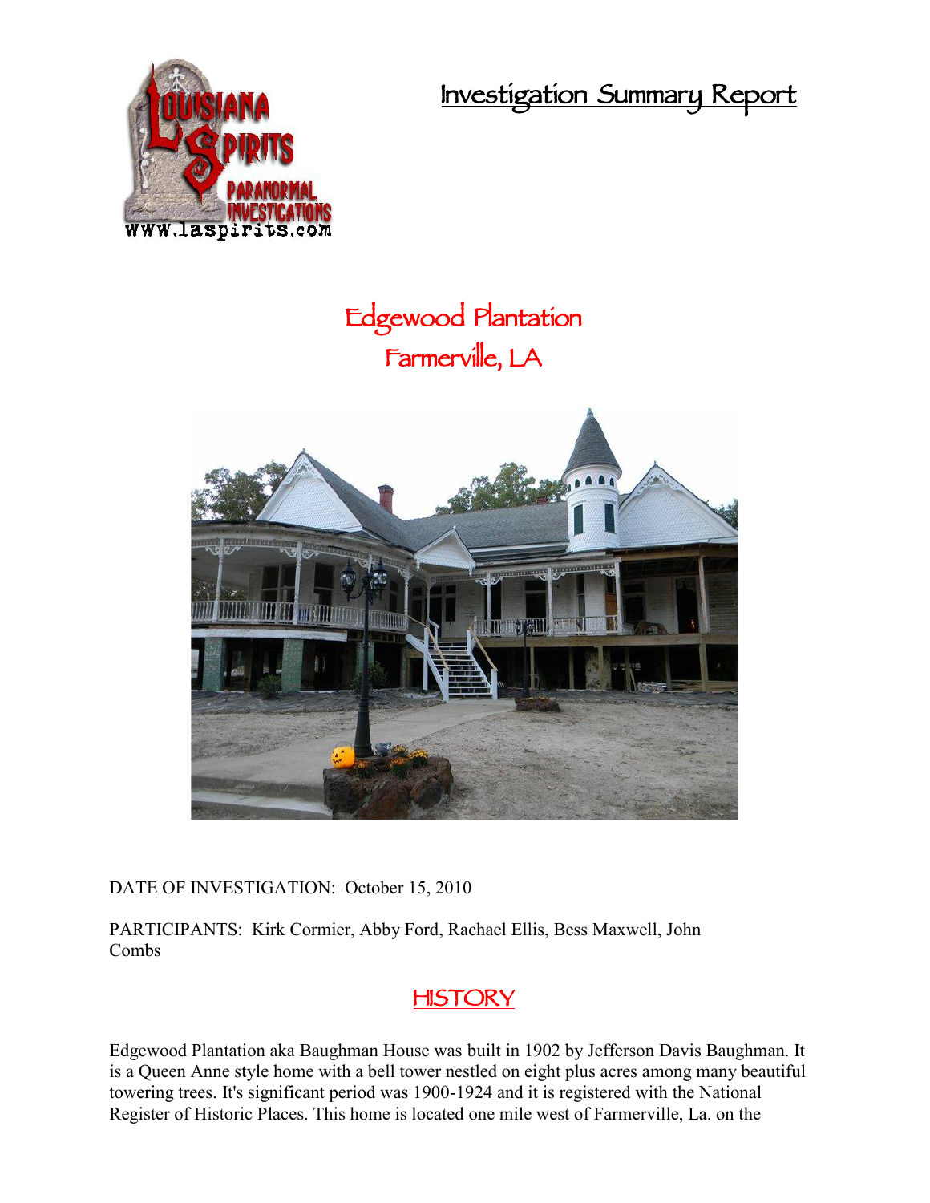# Investigation Summary Report

## Edgewood Plantation
## Farmerville, LA

DATE OF INVESTIGATION: October 15, 2010

PARTICIPANTS: Kirk Cormier, Abby Ford, Rachael Ellis, Bess Maxwell, John Combs

## HISTORY

Edgewood Plantation aka Baughman House was built in 1902 by Jefferson Davis Baughman. It is a Queen Anne style home with a bell tower nestled on eight plus acres among many beautiful towering trees. It's significant period was 1900-1924 and it is registered with the National Register of Historic Places. This home is located one mile west of Farmerville, La. on the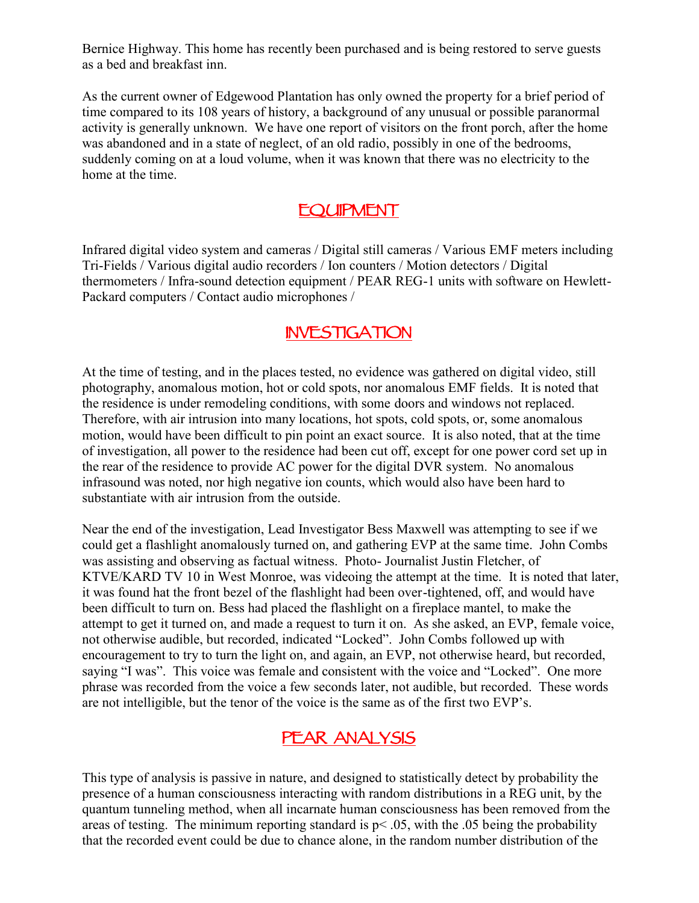Bernice Highway. This home has recently been purchased and is being restored to serve guests as a bed and breakfast inn.

As the current owner of Edgewood Plantation has only owned the property for a brief period of time compared to its 108 years of history, a background of any unusual or possible paranormal activity is generally unknown. We have one report of visitors on the front porch, after the home was abandoned and in a state of neglect, of an old radio, possibly in one of the bedrooms, suddenly coming on at a loud volume, when it was known that there was no electricity to the home at the time.

## EQUIPMENT

Infrared digital video system and cameras / Digital still cameras / Various EMF meters including Tri-Fields / Various digital audio recorders / Ion counters / Motion detectors / Digital thermometers / Infra-sound detection equipment / PEAR REG-1 units with software on Hewlett-Packard computers / Contact audio microphones /

## INVESTIGATION

At the time of testing, and in the places tested, no evidence was gathered on digital video, still photography, anomalous motion, hot or cold spots, nor anomalous EMF fields. It is noted that the residence is under remodeling conditions, with some doors and windows not replaced. Therefore, with air intrusion into many locations, hot spots, cold spots, or, some anomalous motion, would have been difficult to pin point an exact source. It is also noted, that at the time of investigation, all power to the residence had been cut off, except for one power cord set up in the rear of the residence to provide AC power for the digital DVR system. No anomalous infrasound was noted, nor high negative ion counts, which would also have been hard to substantiate with air intrusion from the outside.

Near the end of the investigation, Lead Investigator Bess Maxwell was attempting to see if we could get a flashlight anomalously turned on, and gathering EVP at the same time. John Combs was assisting and observing as factual witness. Photo- Journalist Justin Fletcher, of KTVE/KARD TV 10 in West Monroe, was videoing the attempt at the time. It is noted that later, it was found hat the front bezel of the flashlight had been over-tightened, off, and would have been difficult to turn on. Bess had placed the flashlight on a fireplace mantel, to make the attempt to get it turned on, and made a request to turn it on. As she asked, an EVP, female voice, not otherwise audible, but recorded, indicated "Locked". John Combs followed up with encouragement to try to turn the light on, and again, an EVP, not otherwise heard, but recorded, saying "I was". This voice was female and consistent with the voice and "Locked". One more phrase was recorded from the voice a few seconds later, not audible, but recorded. These words are not intelligible, but the tenor of the voice is the same as of the first two EVP's.

## PEAR ANALYSIS

This type of analysis is passive in nature, and designed to statistically detect by probability the presence of a human consciousness interacting with random distributions in a REG unit, by the quantum tunneling method, when all incarnate human consciousness has been removed from the areas of testing. The minimum reporting standard is $p < .05$, with the .05 being the probability that the recorded event could be due to chance alone, in the random number distribution of the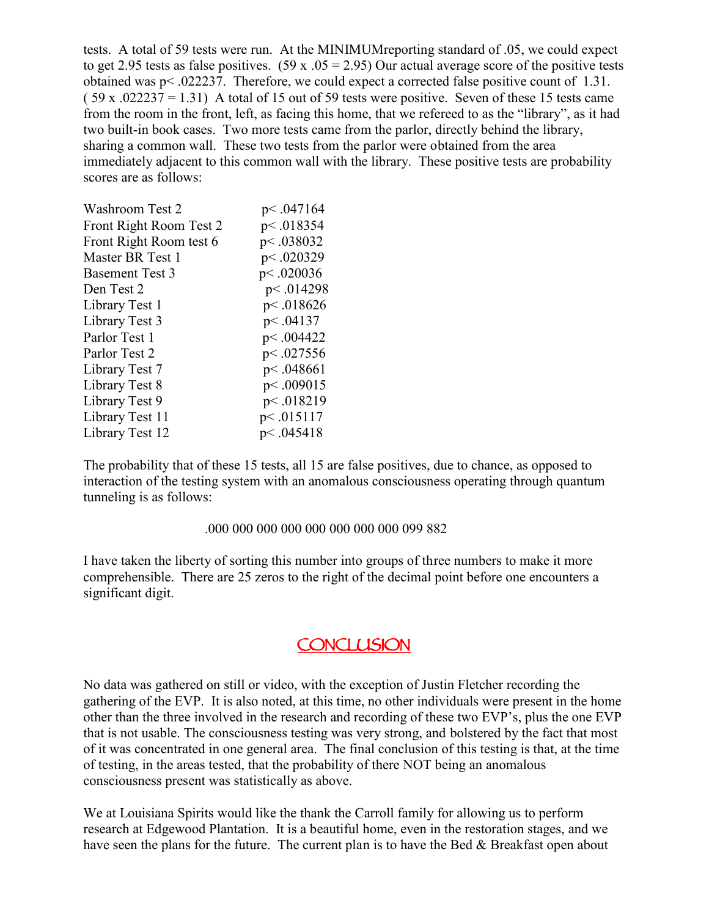tests. A total of 59 tests were run. At the MINIMUMreporting standard of .05, we could expect to get 2.95 tests as false positives. (59 x .05 = 2.95) Our actual average score of the positive tests obtained was p< .022237. Therefore, we could expect a corrected false positive count of 1.31. ( 59 x .022237 = 1.31) A total of 15 out of 59 tests were positive. Seven of these 15 tests came from the room in the front, left, as facing this home, that we refereed to as the "library", as it had two built-in book cases. Two more tests came from the parlor, directly behind the library, sharing a common wall. These two tests from the parlor were obtained from the area immediately adjacent to this common wall with the library. These positive tests are probability scores are as follows:

| | |
|---|---|
| Washroom Test 2 | p< .047164 |
| Front Right Room Test 2 | p< .018354 |
| Front Right Room test 6 | p< .038032 |
| Master BR Test 1 | p< .020329 |
| Basement Test 3 | p< .020036 |
| Den Test 2 | p< .014298 |
| Library Test 1 | p< .018626 |
| Library Test 3 | p< .04137 |
| Parlor Test 1 | p< .004422 |
| Parlor Test 2 | p< .027556 |
| Library Test 7 | p< .048661 |
| Library Test 8 | p< .009015 |
| Library Test 9 | p< .018219 |
| Library Test 11 | p< .015117 |
| Library Test 12 | p< .045418 |

The probability that of these 15 tests, all 15 are false positives, due to chance, as opposed to interaction of the testing system with an anomalous consciousness operating through quantum tunneling is as follows:

.000 000 000 000 000 000 000 000 099 882

I have taken the liberty of sorting this number into groups of three numbers to make it more comprehensible. There are 25 zeros to the right of the decimal point before one encounters a significant digit.

## CONCLUSION

No data was gathered on still or video, with the exception of Justin Fletcher recording the gathering of the EVP. It is also noted, at this time, no other individuals were present in the home other than the three involved in the research and recording of these two EVP's, plus the one EVP that is not usable. The consciousness testing was very strong, and bolstered by the fact that most of it was concentrated in one general area. The final conclusion of this testing is that, at the time of testing, in the areas tested, that the probability of there NOT being an anomalous consciousness present was statistically as above.

We at Louisiana Spirits would like the thank the Carroll family for allowing us to perform research at Edgewood Plantation. It is a beautiful home, even in the restoration stages, and we have seen the plans for the future. The current plan is to have the Bed & Breakfast open about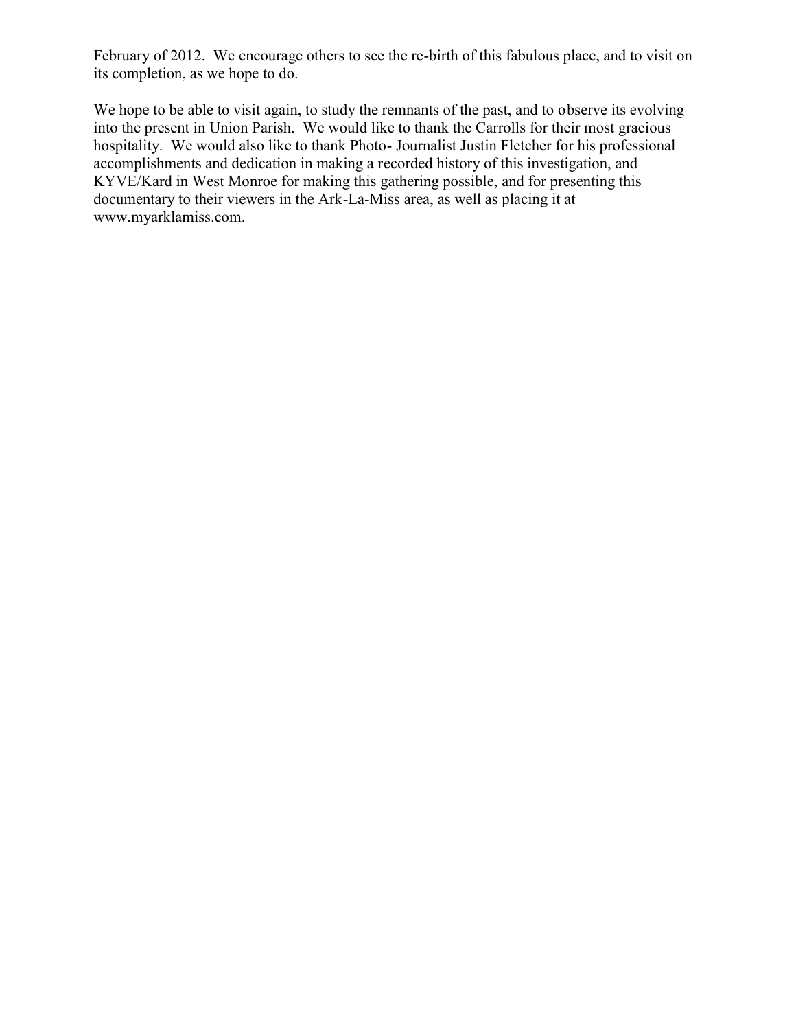February of 2012. We encourage others to see the re-birth of this fabulous place, and to visit on its completion, as we hope to do.

We hope to be able to visit again, to study the remnants of the past, and to observe its evolving into the present in Union Parish. We would like to thank the Carrolls for their most gracious hospitality. We would also like to thank Photo- Journalist Justin Fletcher for his professional accomplishments and dedication in making a recorded history of this investigation, and KYVE/Kard in West Monroe for making this gathering possible, and for presenting this documentary to their viewers in the Ark-La-Miss area, as well as placing it at www.myarklamiss.com.